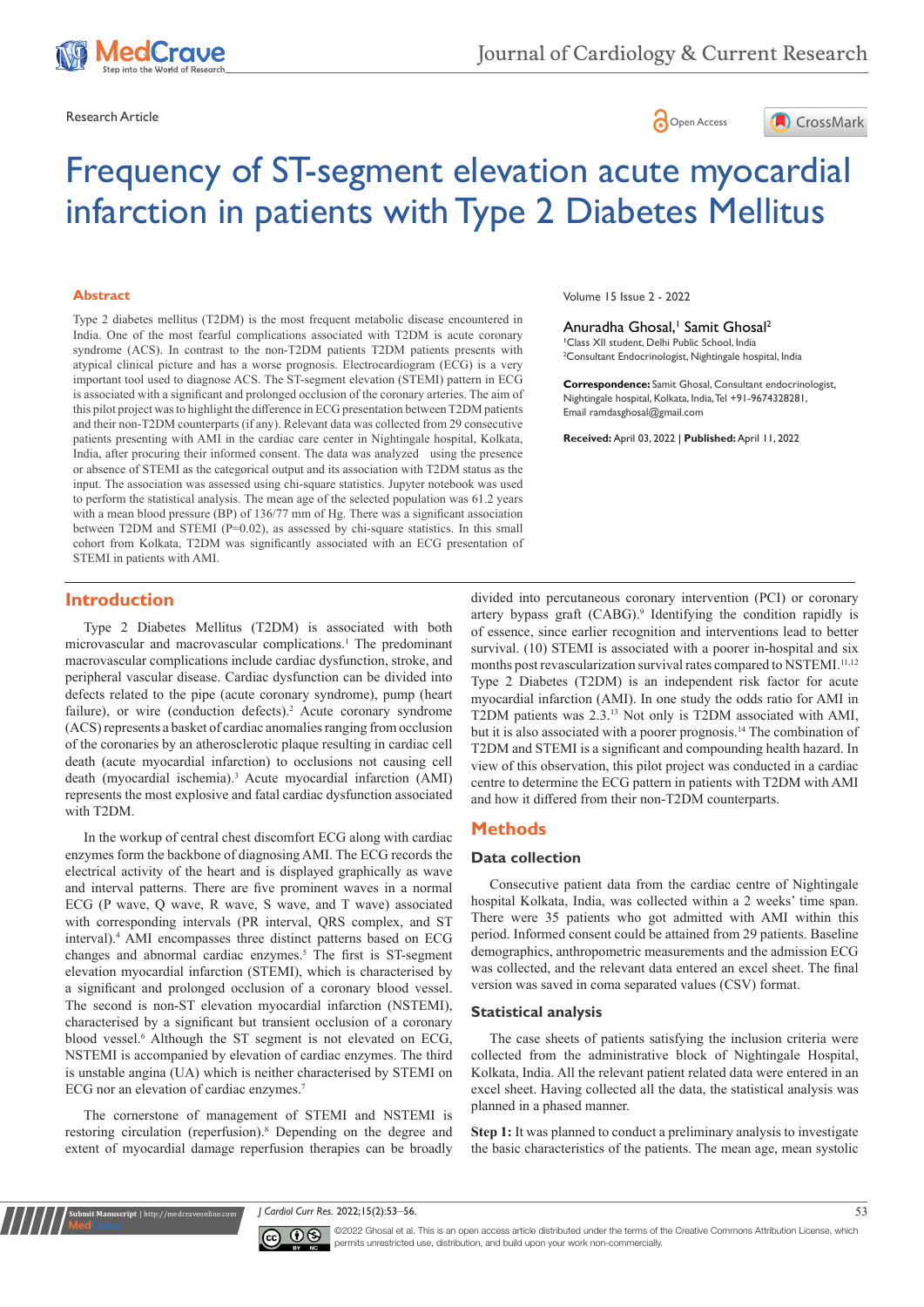Research Article

# Frequency of ST-segment elevation acute myocardial infarction in patients with Type 2 Diabetes Mellitus

## Abstract

Type 2 diabetes mellitus (T2DM) is the most frequent metabolic disease encountered in India. One of the most fearful complications associated with T2DM is acute coronary syndrome (ACS). In contrast to the non-T2DM patients T2DM presents with atypical clinical picture and has a worse prognosis. Electrocardiogram (ECG) is a very important tool used to diagnose ACS. The ST-segment elevation (STEMI) pattern in ECG is associated with a significant and prolonged occlusion of the coronary arteries. The aim of this pilot project was to highlight the difference in ECG presentation between T2DM patients and their non-T2DM counterparts (if any). Relevant data was collected from 29 consecutive patients presenting with AMI in the cardiac care center in Nightingale hospital, Kolkata, India, after procuring their informed consent. The data was analyzed using the presence or absence of STEMI as the categorical output and its association with T2DM status as the input. The association was assessed using chi-square statistics. Jupyter notebook was used to perform the statistical analysis. The mean age of the selected population was 61.2 years with a mean blood pressure (BP) of 136/77 mm of Hg. There was a significant association between T2DM and STEMI (P=0.02), as assessed by chi-square statistics. In this small cohort from Kolkata, T2DM was significantly associated with an ECG presentation of STEMI in patients with AMI.

Volume 15 Issue 2 - 2022

Anuradha Ghosal,[1] Samit Ghosal[2]

[1]Class XII student, Delhi Public School, India
[2]Consultant Endocrinologist, Nightingale hospital, India

**Correspondence:** Samit Ghosal, Consultant endocrinologist, Nightingale hospital, Kolkata, India, Tel +91-9674328281, Email ramdasghosal@gmail.com

**Received:** April 03, 2022 | **Published:** April 11, 2022

## Introduction

Type 2 Diabetes Mellitus (T2DM) is associated with both microvascular and macrovascular complications.[1] The predominant macrovascular complications include cardiac dysfunction, stroke, and peripheral vascular disease. Cardiac dysfunction can be divided into defects related to the pipe (acute coronary syndrome), pump (heart failure), or wire (conduction defects).[2] Acute coronary syndrome (ACS) represents a basket of cardiac anomalies ranging from occlusion of the coronaries by an atherosclerotic plaque resulting in cardiac cell death (acute myocardial infarction) to occlusions not causing cell death (myocardial ischemia).[3] Acute myocardial infarction (AMI) represents the most explosive and fatal cardiac dysfunction associated with T2DM.

In the workup of central chest discomfort ECG along with cardiac enzymes form the backbone of diagnosing AMI. The ECG records the electrical activity of the heart and is displayed graphically as wave and interval patterns. There are five prominent waves in a normal ECG (P wave, Q wave, R wave, S wave, and T wave) associated with corresponding intervals (PR interval, QRS complex, and ST interval).[4] AMI encompasses three distinct patterns based on ECG changes and abnormal cardiac enzymes.[5] The first is ST-segment elevation myocardial infarction (STEMI), which is characterised by a significant and prolonged occlusion of a coronary blood vessel. The second is non-ST elevation myocardial infarction (NSTEMI), characterised by a significant but transient occlusion of a coronary blood vessel.[6] Although the ST segment is not elevated on ECG, NSTEMI is accompanied by elevation of cardiac enzymes. The third is unstable angina (UA) which is neither characterised by STEMI on ECG nor an elevation of cardiac enzymes.[7]

The cornerstone of management of STEMI and NSTEMI is restoring circulation (reperfusion).[8] Depending on the degree and extent of myocardial damage reperfusion therapies can be broadly divided into percutaneous coronary intervention (PCI) or coronary artery bypass graft (CABG).[9] Identifying the condition rapidly is of essence, since earlier recognition and interventions lead to better survival. (10) STEMI is associated with a poorer in-hospital and six months post revascularization survival rates compared to NSTEMI.[11,12] Type 2 Diabetes (T2DM) is an independent risk factor for acute myocardial infarction (AMI). In one study the odds ratio for AMI in T2DM patients was 2.3.[13] Not only is T2DM associated with AMI, but it is also associated with a poorer prognosis.[14] The combination of T2DM and STEMI is a significant and compounding health hazard. In view of this observation, this pilot project was conducted in a cardiac centre to determine the ECG pattern in patients with T2DM with AMI and how it differed from their non-T2DM counterparts.

## Methods

### Data collection

Consecutive patient data from the cardiac centre of Nightingale hospital Kolkata, India, was collected within a 2 weeks' time span. There were 35 patients who got admitted with AMI within this period. Informed consent could be attained from 29 patients. Baseline demographics, anthropometric measurements and the admission ECG was collected, and the relevant data entered an excel sheet. The final version was saved in coma separated values (CSV) format.

### Statistical analysis

The case sheets of patients satisfying the inclusion criteria were collected from the administrative block of Nightingale Hospital, Kolkata, India. All the relevant patient related data were entered in an excel sheet. Having collected all the data, the statistical analysis was planned in a phased manner.

**Step 1:** It was planned to conduct a preliminary analysis to investigate the basic characteristics of the patients. The mean age, mean systolic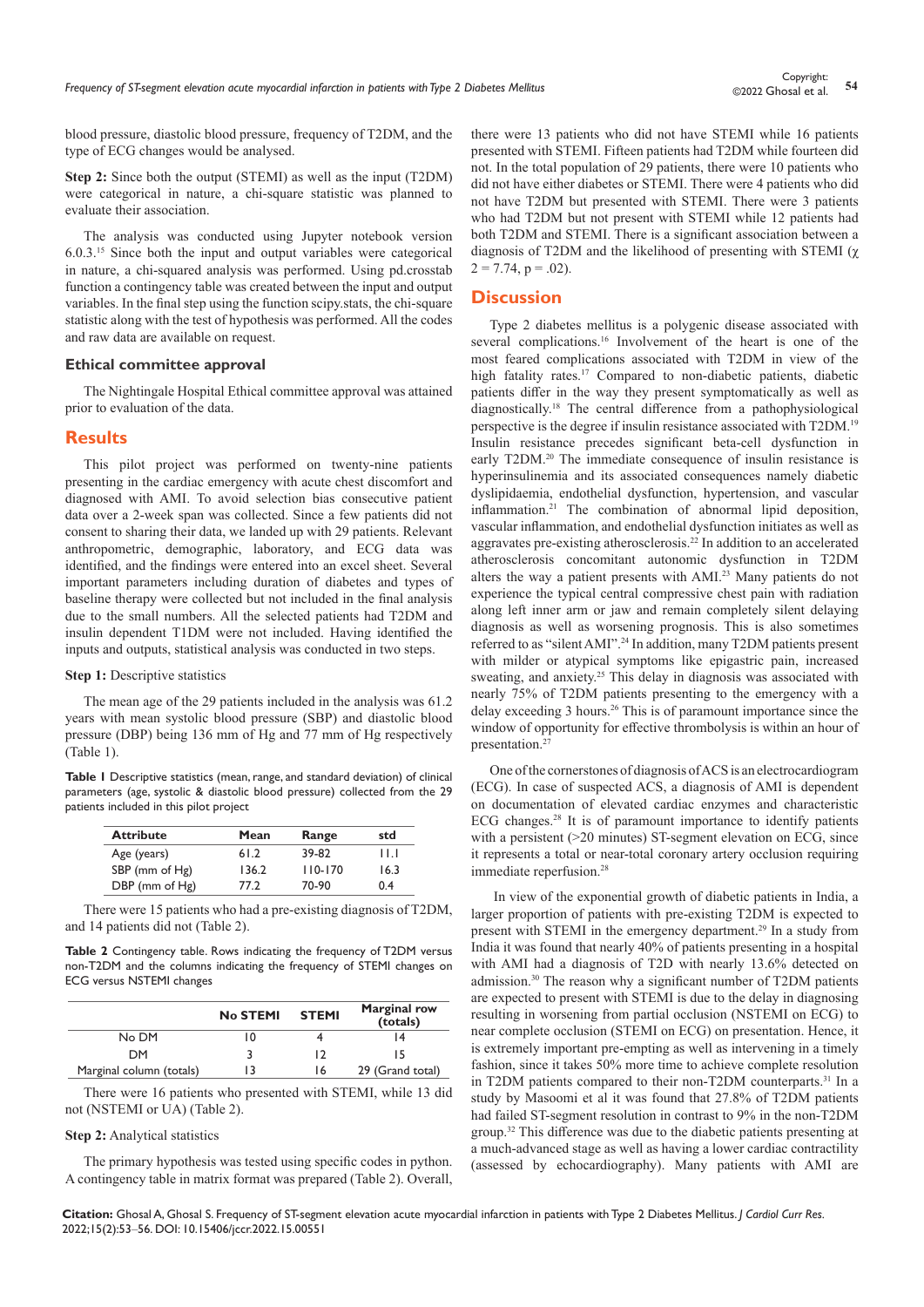blood pressure, diastolic blood pressure, frequency of T2DM, and the type of ECG changes would be analysed.

**Step 2:** Since both the output (STEMI) as well as the input (T2DM) were categorical in nature, a chi-square statistic was planned to evaluate their association.

The analysis was conducted using Jupyter notebook version 6.0.3.[15] Since both the input and output variables were categorical in nature, a chi-squared analysis was performed. Using pd.crosstab function a contingency table was created between the input and output variables. In the final step using the function scipy.stats, the chi-square statistic along with the test of hypothesis was performed. All the codes and raw data are available on request.

### Ethical committee approval

The Nightingale Hospital Ethical committee approval was attained prior to evaluation of the data.

## Results

This pilot project was performed on twenty-nine patients presenting in the cardiac emergency with acute chest discomfort and diagnosed with AMI. To avoid selection bias consecutive patient data over a 2-week span was collected. Since a few patients did not consent to sharing their data, we landed up with 29 patients. Relevant anthropometric, demographic, laboratory, and ECG data was identified, and the findings were entered into an excel sheet. Several important parameters including duration of diabetes and types of baseline therapy were collected but not included in the final analysis due to the small numbers. All the selected patients had T2DM and insulin dependent T1DM were not included. Having identified the inputs and outputs, statistical analysis was conducted in two steps.

**Step 1:** Descriptive statistics

The mean age of the 29 patients included in the analysis was 61.2 years with mean systolic blood pressure (SBP) and diastolic blood pressure (DBP) being 136 mm of Hg and 77 mm of Hg respectively (Table 1).

**Table 1** Descriptive statistics (mean, range, and standard deviation) of clinical parameters (age, systolic & diastolic blood pressure) collected from the 29 patients included in this pilot project

| Attribute | Mean | Range | std |
|---|---|---|---|
| Age (years) | 61.2 | 39-82 | 11.1 |
| SBP (mm of Hg) | 136.2 | 110-170 | 16.3 |
| DBP (mm of Hg) | 77.2 | 70-90 | 0.4 |

There were 15 patients who had a pre-existing diagnosis of T2DM, and 14 patients did not (Table 2).

**Table 2** Contingency table. Rows indicating the frequency of T2DM versus non-T2DM and the columns indicating the frequency of STEMI changes on ECG versus NSTEMI changes

| | No STEMI | STEMI | Marginal row (totals) |
|---|---|---|---|
| No DM | 10 | 4 | 14 |
| DM | 3 | 12 | 15 |
| Marginal column (totals) | 13 | 16 | 29 (Grand total) |

There were 16 patients who presented with STEMI, while 13 did not (NSTEMI or UA) (Table 2).

**Step 2:** Analytical statistics

The primary hypothesis was tested using specific codes in python. A contingency table in matrix format was prepared (Table 2). Overall, there were 13 patients who did not have STEMI while 16 patients presented with STEMI. Fifteen patients had T2DM while fourteen did not. In the total population of 29 patients, there were 10 patients who did not have either diabetes or STEMI. There were 4 patients who did not have T2DM but presented with STEMI. There were 3 patients who had T2DM but not present with STEMI while 12 patients had both T2DM and STEMI. There is a significant association between a diagnosis of T2DM and the likelihood of presenting with STEMI ($\chi$ 2 = 7.74, p = .02).

## Discussion

Type 2 diabetes mellitus is a polygenic disease associated with several complications.[16] Involvement of the heart is one of the most feared complications associated with T2DM in view of the high fatality rates.[17] Compared to non-diabetic patients, diabetic patients differ in the way they present symptomatically as well as diagnostically.[18] The central difference from a pathophysiological perspective is the degree if insulin resistance associated with T2DM.[19] Insulin resistance precedes significant beta-cell dysfunction in early T2DM.[20] The immediate consequence of insulin resistance is hyperinsulinemia and its associated consequences namely diabetic dyslipidaemia, endothelial dysfunction, hypertension, and vascular inflammation.[21] The combination of abnormal lipid deposition, vascular inflammation, and endothelial dysfunction initiates as well as aggravates pre-existing atherosclerosis.[22] In addition to an accelerated atherosclerosis concomitant autonomic dysfunction in T2DM alters the way a patient presents with AMI.[23] Many patients do not experience the typical central compressive chest pain with radiation along left inner arm or jaw and remain completely silent delaying diagnosis as well as worsening prognosis. This is also sometimes referred to as "silent AMI".[24] In addition, many T2DM patients present with milder or atypical symptoms like epigastric pain, increased sweating, and anxiety.[25] This delay in diagnosis was associated with nearly 75% of T2DM patients presenting to the emergency with a delay exceeding 3 hours.[26] This is of paramount importance since the window of opportunity for effective thrombolysis is within an hour of presentation.[27]

One of the cornerstones of diagnosis of ACS is an electrocardiogram (ECG). In case of suspected ACS, a diagnosis of AMI is dependent on documentation of elevated cardiac enzymes and characteristic ECG changes.[28] It is of paramount importance to identify patients with a persistent (>20 minutes) ST-segment elevation on ECG, since it represents a total or near-total coronary artery occlusion requiring immediate reperfusion.[28]

In view of the exponential growth of diabetic patients in India, a larger proportion of patients with pre-existing T2DM is expected to present with STEMI in the emergency department.[29] In a study from India it was found that nearly 40% of patients presenting in a hospital with AMI had a diagnosis of T2D with nearly 13.6% detected on admission.[30] The reason why a significant number of T2DM patients are expected to present with STEMI is due to the delay in diagnosing resulting in worsening from partial occlusion (NSTEMI on ECG) to near complete occlusion (STEMI on ECG) on presentation. Hence, it is extremely important pre-empting as well as intervening in a timely fashion, since it takes 50% more time to achieve complete resolution in T2DM patients compared to their non-T2DM counterparts.[31] In a study by Masoomi et al it was found that 27.8% of T2DM patients had failed ST-segment resolution in contrast to 9% in the non-T2DM group.[32] This difference was due to the diabetic patients presenting at a much-advanced stage as well as having a lower cardiac contractility (assessed by echocardiography). Many patients with AMI are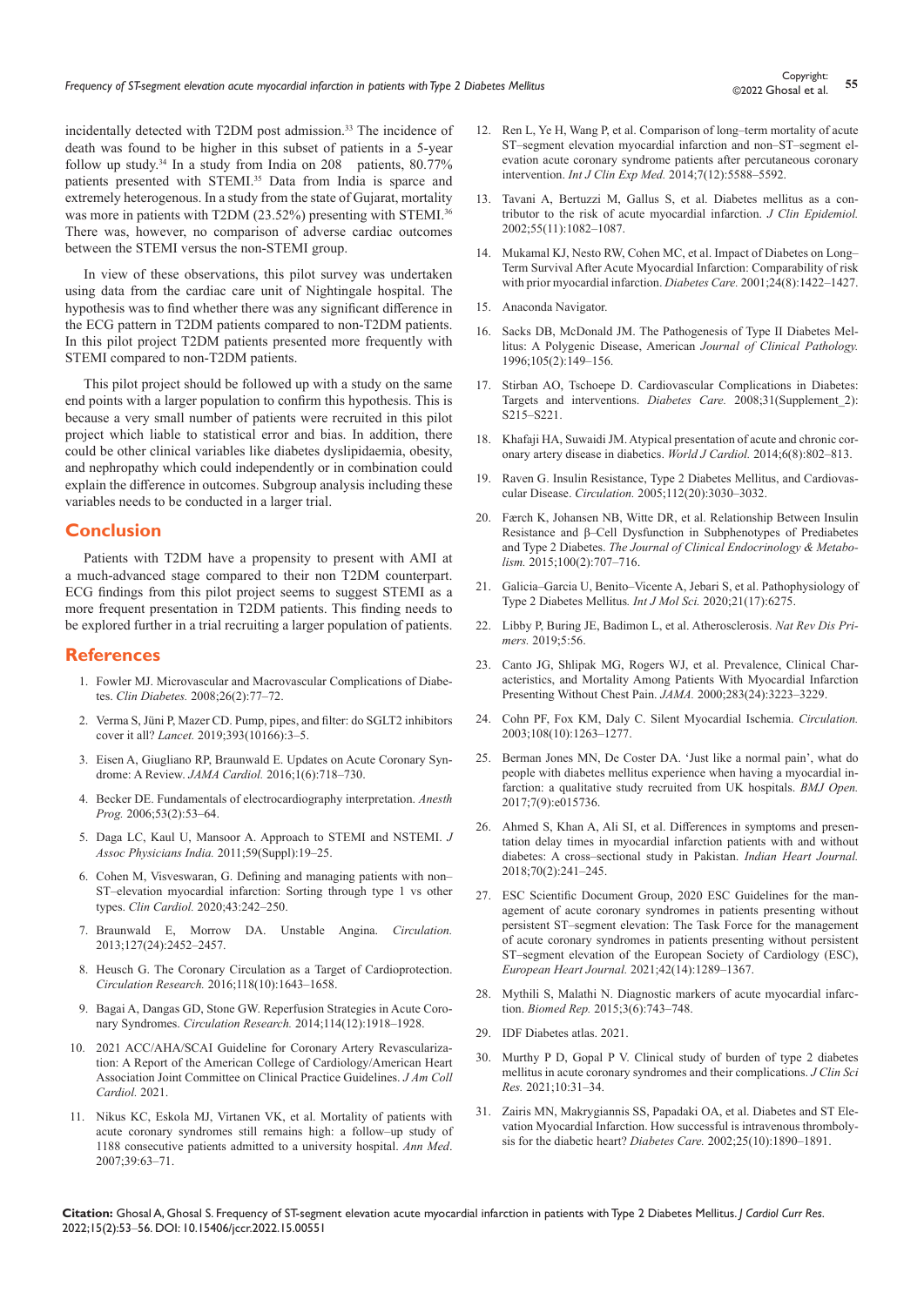incidentally detected with T2DM post admission.[33] The incidence of death was found to be higher in this subset of patients in a 5-year follow up study.[34] In a study from India on 208 patients, 80.77% patients presented with STEMI.[35] Data from India is sparce and extremely heterogenous. In a study from the state of Gujarat, mortality was more in patients with T2DM (23.52%) presenting with STEMI.[36] There was, however, no comparison of adverse cardiac outcomes between the STEMI versus the non-STEMI group.

In view of these observations, this pilot survey was undertaken using data from the cardiac care unit of Nightingale hospital. The hypothesis was to find whether there was any significant difference in the ECG pattern in T2DM patients compared to non-T2DM patients. In this pilot project T2DM patients presented more frequently with STEMI compared to non-T2DM patients.

This pilot project should be followed up with a study on the same end points with a larger population to confirm this hypothesis. This is because a very small number of patients were recruited in this pilot project which liable to statistical error and bias. In addition, there could be other clinical variables like diabetes dyslipidaemia, obesity, and nephropathy which could independently or in combination could explain the difference in outcomes. Subgroup analysis including these variables needs to be conducted in a larger trial.

## Conclusion

Patients with T2DM have a propensity to present with AMI at a much-advanced stage compared to their non T2DM counterpart. ECG findings from this pilot project seems to suggest STEMI as a more frequent presentation in T2DM patients. This finding needs to be explored further in a trial recruiting a larger population of patients.

## References

1. Fowler MJ. Microvascular and Macrovascular Complications of Diabetes. *Clin Diabetes.* 2008;26(2):77–72.
2. Verma S, Jüni P, Mazer CD. Pump, pipes, and filter: do SGLT2 inhibitors cover it all? *Lancet.* 2019;393(10166):3–5.
3. Eisen A, Giugliano RP, Braunwald E. Updates on Acute Coronary Syndrome: A Review. *JAMA Cardiol.* 2016;1(6):718–730.
4. Becker DE. Fundamentals of electrocardiography interpretation. *Anesth Prog.* 2006;53(2):53–64.
5. Daga LC, Kaul U, Mansoor A. Approach to STEMI and NSTEMI. *J Assoc Physicians India.* 2011;59(Suppl):19–25.
6. Cohen M, Visveswaran, G. Defining and managing patients with non–ST–elevation myocardial infarction: Sorting through type 1 vs other types. *Clin Cardiol.* 2020;43:242–250.
7. Braunwald E, Morrow DA. Unstable Angina. *Circulation.* 2013;127(24):2452–2457.
8. Heusch G. The Coronary Circulation as a Target of Cardioprotection. *Circulation Research.* 2016;118(10):1643–1658.
9. Bagai A, Dangas GD, Stone GW. Reperfusion Strategies in Acute Coronary Syndromes. *Circulation Research.* 2014;114(12):1918–1928.
10. 2021 ACC/AHA/SCAI Guideline for Coronary Artery Revascularization: A Report of the American College of Cardiology/American Heart Association Joint Committee on Clinical Practice Guidelines. *J Am Coll Cardiol.* 2021.
11. Nikus KC, Eskola MJ, Virtanen VK, et al. Mortality of patients with acute coronary syndromes still remains high: a follow–up study of 1188 consecutive patients admitted to a university hospital. *Ann Med*. 2007;39:63–71.
12. Ren L, Ye H, Wang P, et al. Comparison of long–term mortality of acute ST–segment elevation myocardial infarction and non–ST–segment elevation acute coronary syndrome patients after percutaneous coronary intervention. *Int J Clin Exp Med.* 2014;7(12):5588–5592.
13. Tavani A, Bertuzzi M, Gallus S, et al. Diabetes mellitus as a contributor to the risk of acute myocardial infarction. *J Clin Epidemiol.* 2002;55(11):1082–1087.
14. Mukamal KJ, Nesto RW, Cohen MC, et al. Impact of Diabetes on Long–Term Survival After Acute Myocardial Infarction: Comparability of risk with prior myocardial infarction. *Diabetes Care.* 2001;24(8):1422–1427.
15. Anaconda Navigator.
16. Sacks DB, McDonald JM. The Pathogenesis of Type II Diabetes Mellitus: A Polygenic Disease, American *Journal of Clinical Pathology.* 1996;105(2):149–156.
17. Stirban AO, Tschoepe D. Cardiovascular Complications in Diabetes: Targets and interventions. *Diabetes Care.* 2008;31(Supplement_2): S215–S221.
18. Khafaji HA, Suwaidi JM. Atypical presentation of acute and chronic coronary artery disease in diabetics. *World J Cardiol.* 2014;6(8):802–813.
19. Raven G. Insulin Resistance, Type 2 Diabetes Mellitus, and Cardiovascular Disease. *Circulation.* 2005;112(20):3030–3032.
20. Færch K, Johansen NB, Witte DR, et al. Relationship Between Insulin Resistance and β–Cell Dysfunction in Subphenotypes of Prediabetes and Type 2 Diabetes. *The Journal of Clinical Endocrinology & Metabolism.* 2015;100(2):707–716.
21. Galicia–Garcia U, Benito–Vicente A, Jebari S, et al. Pathophysiology of Type 2 Diabetes Mellitus. *Int J Mol Sci.* 2020;21(17):6275.
22. Libby P, Buring JE, Badimon L, et al. Atherosclerosis. *Nat Rev Dis Primers.* 2019;5:56.
23. Canto JG, Shlipak MG, Rogers WJ, et al. Prevalence, Clinical Characteristics, and Mortality Among Patients With Myocardial Infarction Presenting Without Chest Pain. *JAMA.* 2000;283(24):3223–3229.
24. Cohn PF, Fox KM, Daly C. Silent Myocardial Ischemia. *Circulation.* 2003;108(10):1263–1277.
25. Berman Jones MN, De Coster DA. 'Just like a normal pain', what do people with diabetes mellitus experience when having a myocardial infarction: a qualitative study recruited from UK hospitals. *BMJ Open.* 2017;7(9):e015736.
26. Ahmed S, Khan A, Ali SI, et al. Differences in symptoms and presentation delay times in myocardial infarction patients with and without diabetes: A cross–sectional study in Pakistan. *Indian Heart Journal.* 2018;70(2):241–245.
27. ESC Scientific Document Group, 2020 ESC Guidelines for the management of acute coronary syndromes in patients presenting without persistent ST–segment elevation: The Task Force for the management of acute coronary syndromes in patients presenting without persistent ST–segment elevation of the European Society of Cardiology (ESC), *European Heart Journal.* 2021;42(14):1289–1367.
28. Mythili S, Malathi N. Diagnostic markers of acute myocardial infarction. *Biomed Rep.* 2015;3(6):743–748.
29. IDF Diabetes atlas. 2021.
30. Murthy P D, Gopal P V. Clinical study of burden of type 2 diabetes mellitus in acute coronary syndromes and their complications. *J Clin Sci Res.* 2021;10:31–34.
31. Zairis MN, Makrygiannis SS, Papadaki OA, et al. Diabetes and ST Elevation Myocardial Infarction. How successful is intravenous thrombolysis for the diabetic heart? *Diabetes Care.* 2002;25(10):1890–1891.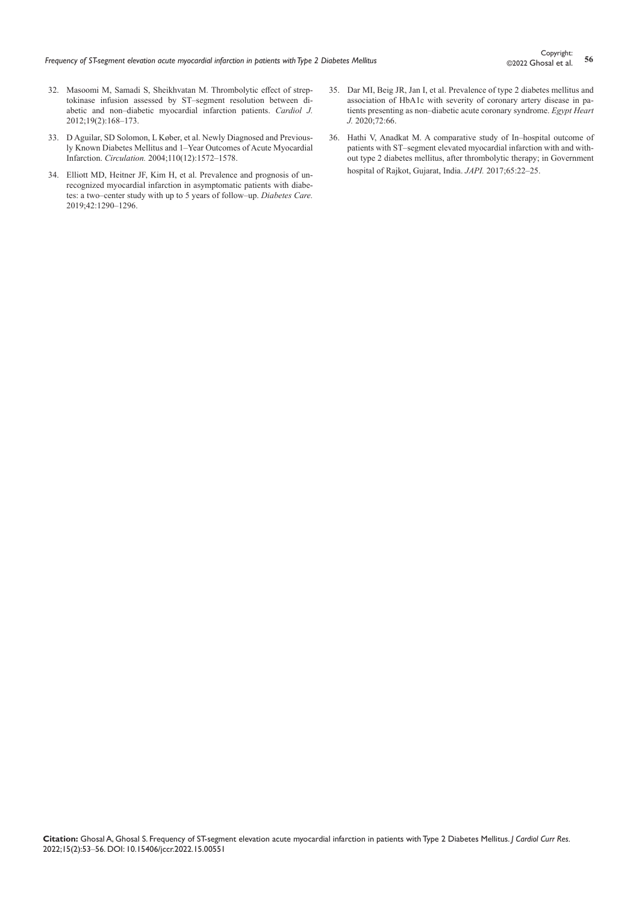32. Masoomi M, Samadi S, Sheikhvatan M. Thrombolytic effect of streptokinase infusion assessed by ST–segment resolution between diabetic and non–diabetic myocardial infarction patients. *Cardiol J.* 2012;19(2):168–173.

33. D Aguilar, SD Solomon, L Køber, et al. Newly Diagnosed and Previously Known Diabetes Mellitus and 1–Year Outcomes of Acute Myocardial Infarction. *Circulation.* 2004;110(12):1572–1578.

34. Elliott MD, Heitner JF, Kim H, et al. Prevalence and prognosis of unrecognized myocardial infarction in asymptomatic patients with diabetes: a two–center study with up to 5 years of follow–up. *Diabetes Care.* 2019;42:1290–1296.

35. Dar MI, Beig JR, Jan I, et al. Prevalence of type 2 diabetes mellitus and association of HbA1c with severity of coronary artery disease in patients presenting as non–diabetic acute coronary syndrome. *Egypt Heart J.* 2020;72:66.

36. Hathi V, Anadkat M. A comparative study of In–hospital outcome of patients with ST–segment elevated myocardial infarction with and without type 2 diabetes mellitus, after thrombolytic therapy; in Government hospital of Rajkot, Gujarat, India. *JAPI.* 2017;65:22–25.

**Citation:** Ghosal A, Ghosal S. Frequency of ST-segment elevation acute myocardial infarction in patients with Type 2 Diabetes Mellitus. *J Cardiol Curr Res.* 2022;15(2):53–56. DOI: 10.15406/jccr.2022.15.00551